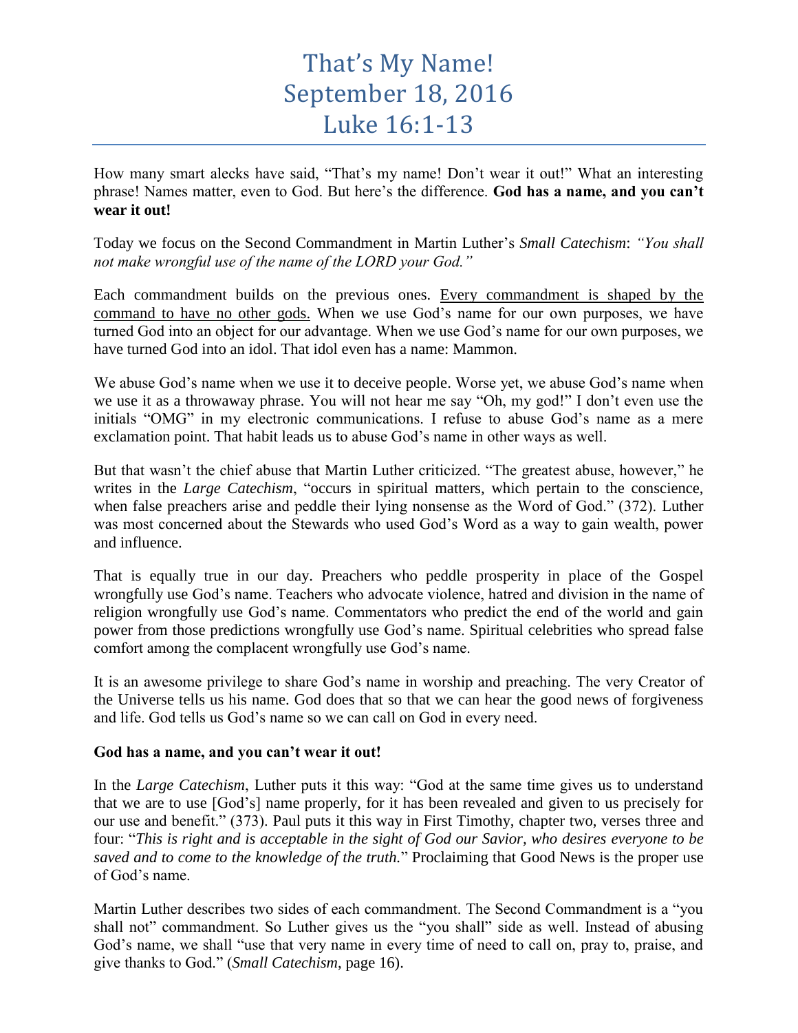# That's My Name!
# September 18, 2016
# Luke 16:1-13

How many smart alecks have said, "That's my name! Don't wear it out!" What an interesting phrase! Names matter, even to God. But here's the difference. **God has a name, and you can't wear it out!**

Today we focus on the Second Commandment in Martin Luther's *Small Catechism*: *"You shall not make wrongful use of the name of the LORD your God."*

Each commandment builds on the previous ones. <u>Every commandment is shaped by the command to have no other gods.</u> When we use God's name for our own purposes, we have turned God into an object for our advantage. When we use God's name for our own purposes, we have turned God into an idol. That idol even has a name: Mammon.

We abuse God's name when we use it to deceive people. Worse yet, we abuse God's name when we use it as a throwaway phrase. You will not hear me say "Oh, my god!" I don't even use the initials "OMG" in my electronic communications. I refuse to abuse God's name as a mere exclamation point. That habit leads us to abuse God's name in other ways as well.

But that wasn't the chief abuse that Martin Luther criticized. "The greatest abuse, however," he writes in the *Large Catechism*, "occurs in spiritual matters, which pertain to the conscience, when false preachers arise and peddle their lying nonsense as the Word of God." (372). Luther was most concerned about the Stewards who used God's Word as a way to gain wealth, power and influence.

That is equally true in our day. Preachers who peddle prosperity in place of the Gospel wrongfully use God's name. Teachers who advocate violence, hatred and division in the name of religion wrongfully use God's name. Commentators who predict the end of the world and gain power from those predictions wrongfully use God's name. Spiritual celebrities who spread false comfort among the complacent wrongfully use God's name.

It is an awesome privilege to share God's name in worship and preaching. The very Creator of the Universe tells us his name. God does that so that we can hear the good news of forgiveness and life. God tells us God's name so we can call on God in every need.

**God has a name, and you can't wear it out!**

In the *Large Catechism*, Luther puts it this way: "God at the same time gives us to understand that we are to use [God's] name properly, for it has been revealed and given to us precisely for our use and benefit." (373). Paul puts it this way in First Timothy, chapter two, verses three and four: "*This is right and is acceptable in the sight of God our Savior, who desires everyone to be saved and to come to the knowledge of the truth.*" Proclaiming that Good News is the proper use of God's name.

Martin Luther describes two sides of each commandment. The Second Commandment is a "you shall not" commandment. So Luther gives us the "you shall" side as well. Instead of abusing God's name, we shall "use that very name in every time of need to call on, pray to, praise, and give thanks to God." (*Small Catechism*, page 16).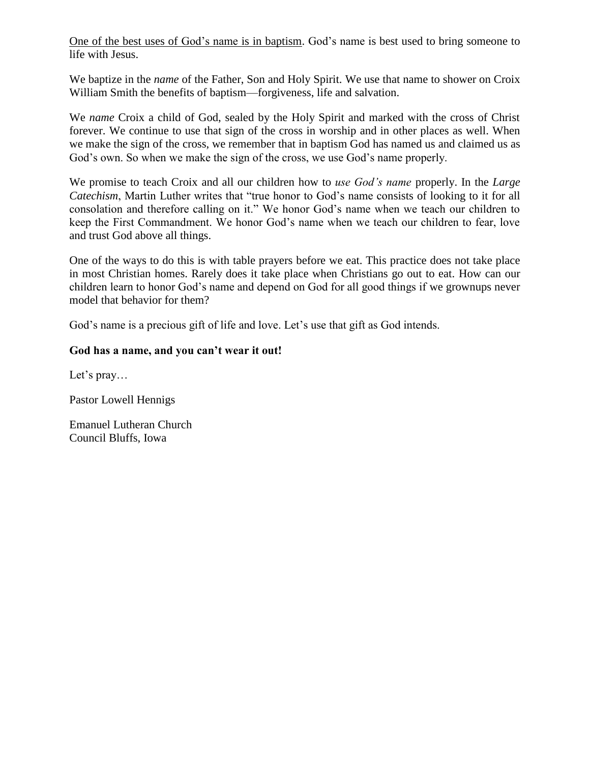<u>One of the best uses of God's name is in baptism</u>. God's name is best used to bring someone to life with Jesus.

We baptize in the *name* of the Father, Son and Holy Spirit. We use that name to shower on Croix William Smith the benefits of baptism—forgiveness, life and salvation.

We *name* Croix a child of God, sealed by the Holy Spirit and marked with the cross of Christ forever. We continue to use that sign of the cross in worship and in other places as well. When we make the sign of the cross, we remember that in baptism God has named us and claimed us as God's own. So when we make the sign of the cross, we use God's name properly.

We promise to teach Croix and all our children how to *use God's name* properly. In the *Large Catechism*, Martin Luther writes that "true honor to God's name consists of looking to it for all consolation and therefore calling on it." We honor God's name when we teach our children to keep the First Commandment. We honor God's name when we teach our children to fear, love and trust God above all things.

One of the ways to do this is with table prayers before we eat. This practice does not take place in most Christian homes. Rarely does it take place when Christians go out to eat. How can our children learn to honor God's name and depend on God for all good things if we grownups never model that behavior for them?

God's name is a precious gift of life and love. Let's use that gift as God intends.

**God has a name, and you can't wear it out!**

Let's pray…

Pastor Lowell Hennigs

Emanuel Lutheran Church
Council Bluffs, Iowa